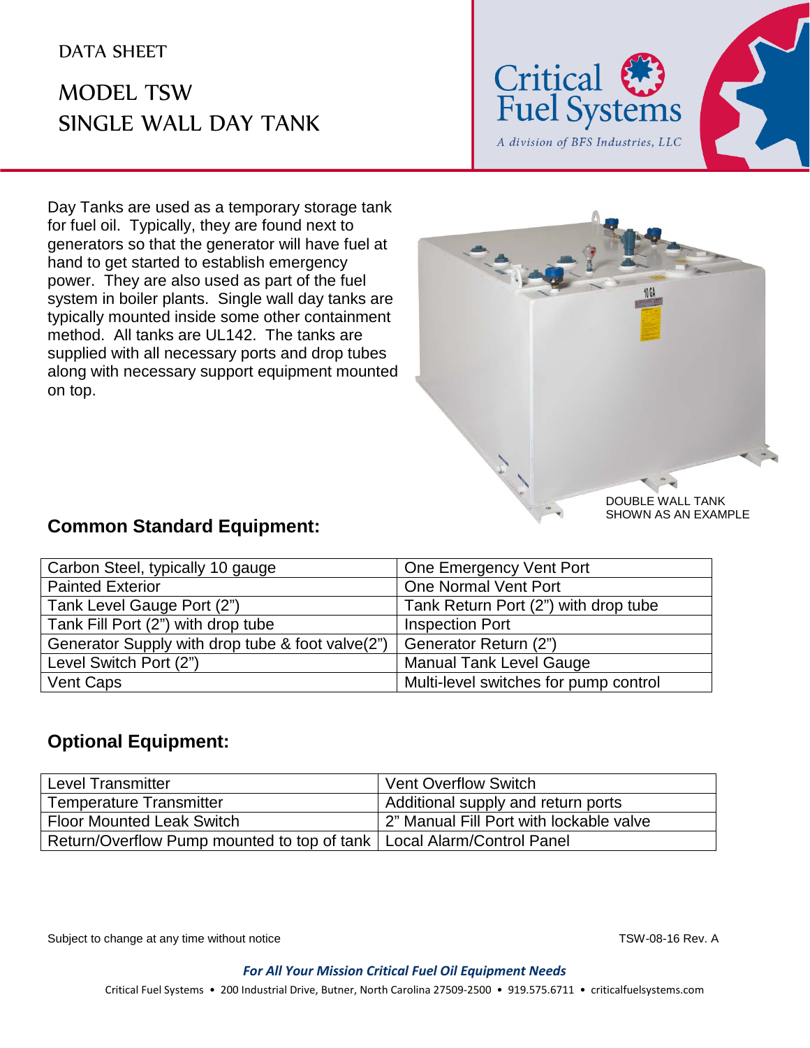DATA SHEET

# MODEL TSW
# SINGLE WALL DAY TANK

Critical Fuel Systems
*A division of BFS Industries, LLC*

Day Tanks are used as a temporary storage tank for fuel oil. Typically, they are found next to generators so that the generator will have fuel at hand to get started to establish emergency power. They are also used as part of the fuel system in boiler plants. Single wall day tanks are typically mounted inside some other containment method. All tanks are UL142. The tanks are supplied with all necessary ports and drop tubes along with necessary support equipment mounted on top.

DOUBLE WALL TANK SHOWN AS AN EXAMPLE

## Common Standard Equipment:

| | |
|---|---|
| Carbon Steel, typically 10 gauge | One Emergency Vent Port |
| Painted Exterior | One Normal Vent Port |
| Tank Level Gauge Port (2”) | Tank Return Port (2”) with drop tube |
| Tank Fill Port (2”) with drop tube | Inspection Port |
| Generator Supply with drop tube & foot valve(2”) | Generator Return (2”) |
| Level Switch Port (2”) | Manual Tank Level Gauge |
| Vent Caps | Multi-level switches for pump control |

## Optional Equipment:

| | |
|---|---|
| Level Transmitter | Vent Overflow Switch |
| Temperature Transmitter | Additional supply and return ports |
| Floor Mounted Leak Switch | 2” Manual Fill Port with lockable valve |
| Return/Overflow Pump mounted to top of tank | Local Alarm/Control Panel |

Subject to change at any time without notice

TSW-08-16 Rev. A

***For All Your Mission Critical Fuel Oil Equipment Needs***

Critical Fuel Systems • 200 Industrial Drive, Butner, North Carolina 27509-2500 • 919.575.6711 • criticalfuelsystems.com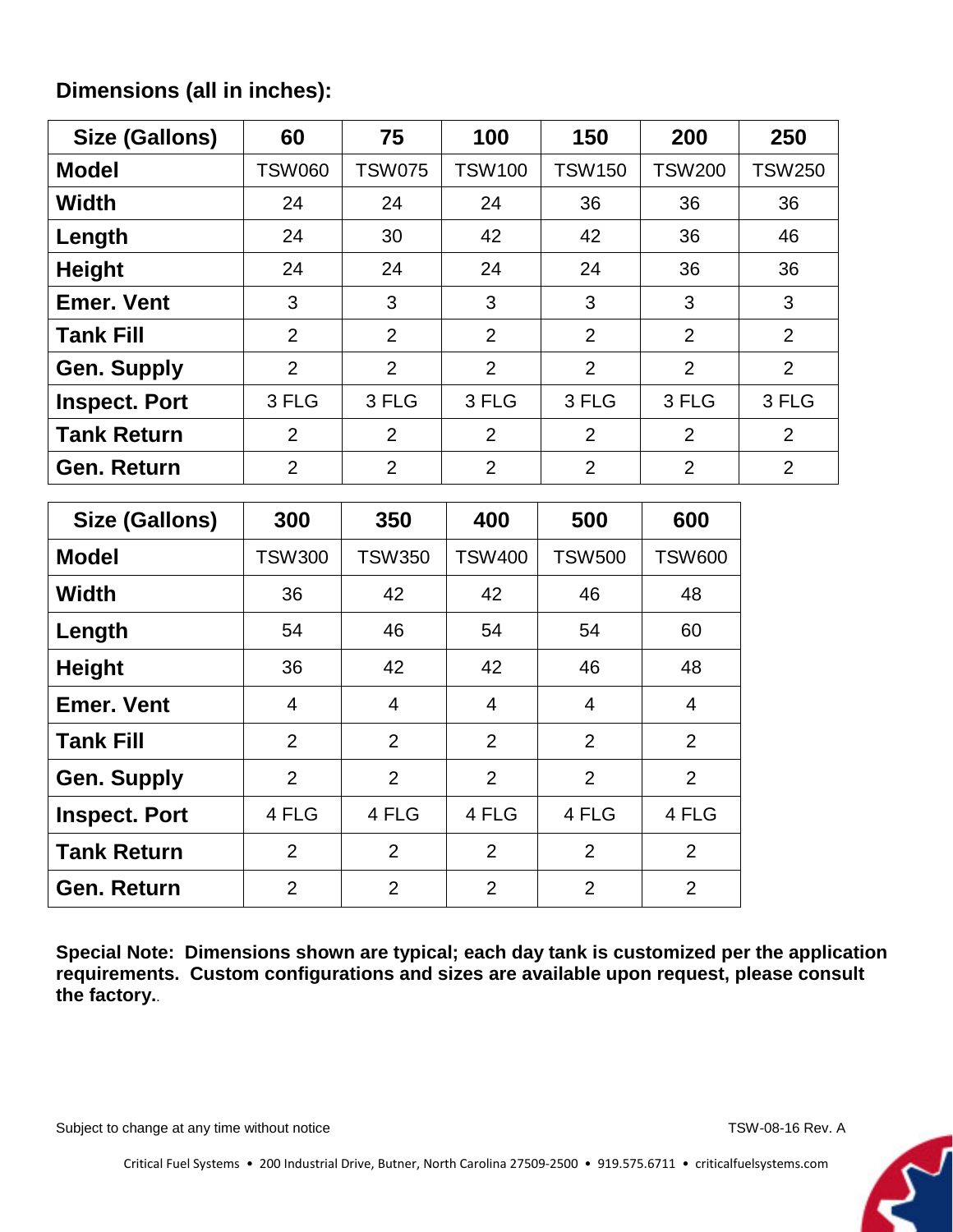**Dimensions (all in inches):**

| Size (Gallons) | 60 | 75 | 100 | 150 | 200 | 250 |
|---|---|---|---|---|---|---|
| **Model** | TSW060 | TSW075 | TSW100 | TSW150 | TSW200 | TSW250 |
| **Width** | 24 | 24 | 24 | 36 | 36 | 36 |
| **Length** | 24 | 30 | 42 | 42 | 36 | 46 |
| **Height** | 24 | 24 | 24 | 24 | 36 | 36 |
| **Emer. Vent** | 3 | 3 | 3 | 3 | 3 | 3 |
| **Tank Fill** | 2 | 2 | 2 | 2 | 2 | 2 |
| **Gen. Supply** | 2 | 2 | 2 | 2 | 2 | 2 |
| **Inspect. Port** | 3 FLG | 3 FLG | 3 FLG | 3 FLG | 3 FLG | 3 FLG |
| **Tank Return** | 2 | 2 | 2 | 2 | 2 | 2 |
| **Gen. Return** | 2 | 2 | 2 | 2 | 2 | 2 |

| Size (Gallons) | 300 | 350 | 400 | 500 | 600 |
|---|---|---|---|---|---|
| **Model** | TSW300 | TSW350 | TSW400 | TSW500 | TSW600 |
| **Width** | 36 | 42 | 42 | 46 | 48 |
| **Length** | 54 | 46 | 54 | 54 | 60 |
| **Height** | 36 | 42 | 42 | 46 | 48 |
| **Emer. Vent** | 4 | 4 | 4 | 4 | 4 |
| **Tank Fill** | 2 | 2 | 2 | 2 | 2 |
| **Gen. Supply** | 2 | 2 | 2 | 2 | 2 |
| **Inspect. Port** | 4 FLG | 4 FLG | 4 FLG | 4 FLG | 4 FLG |
| **Tank Return** | 2 | 2 | 2 | 2 | 2 |
| **Gen. Return** | 2 | 2 | 2 | 2 | 2 |

**Special Note: Dimensions shown are typical; each day tank is customized per the application requirements. Custom configurations and sizes are available upon request, please consult the factory.**.

Subject to change at any time without notice

TSW-08-16 Rev. A

Critical Fuel Systems • 200 Industrial Drive, Butner, North Carolina 27509-2500 • 919.575.6711 • criticalfuelsystems.com